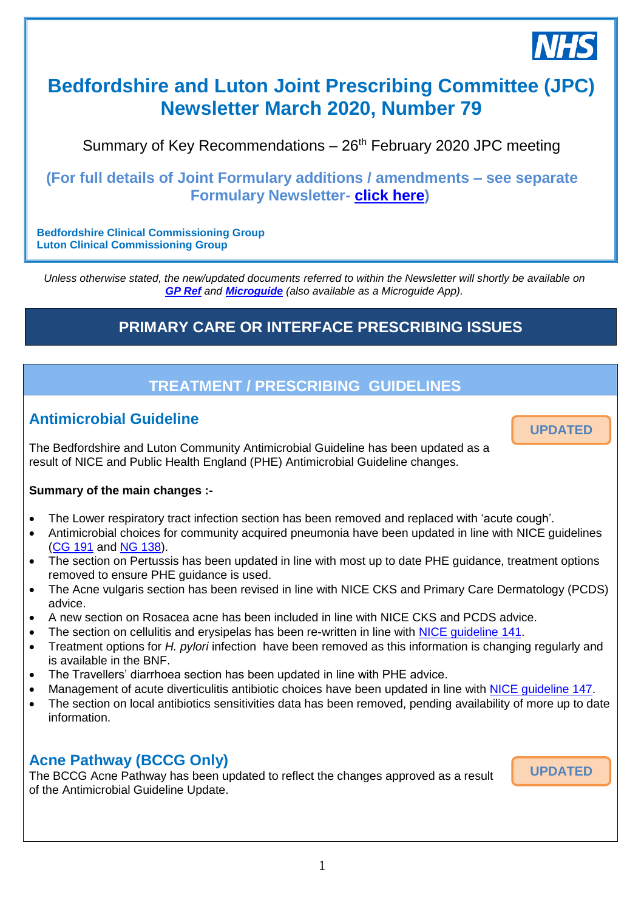# Bedfordshire and Luton Joint Prescribing Committee (JPC) Newsletter March 2020, Number 79

Summary of Key Recommendations – 26th February 2020 JPC meeting

**(For full details of Joint Formulary additions / amendments – see separate Formulary Newsletter- click here)**

**Bedfordshire Clinical Commissioning Group**
**Luton Clinical Commissioning Group**

*Unless otherwise stated, the new/updated documents referred to within the Newsletter will shortly be available on **GP Ref** and **Microguide** (also available as a Microguide App).*

## PRIMARY CARE OR INTERFACE PRESCRIBING ISSUES

## TREATMENT / PRESCRIBING GUIDELINES

### Antimicrobial Guideline

UPDATED

The Bedfordshire and Luton Community Antimicrobial Guideline has been updated as a result of NICE and Public Health England (PHE) Antimicrobial Guideline changes.

**Summary of the main changes :-**

- The Lower respiratory tract infection section has been removed and replaced with 'acute cough'.
- Antimicrobial choices for community acquired pneumonia have been updated in line with NICE guidelines (CG 191 and NG 138).
- The section on Pertussis has been updated in line with most up to date PHE guidance, treatment options removed to ensure PHE guidance is used.
- The Acne vulgaris section has been revised in line with NICE CKS and Primary Care Dermatology (PCDS) advice.
- A new section on Rosacea acne has been included in line with NICE CKS and PCDS advice.
- The section on cellulitis and erysipelas has been re-written in line with NICE guideline 141.
- Treatment options for *H. pylori* infection have been removed as this information is changing regularly and is available in the BNF.
- The Travellers' diarrhoea section has been updated in line with PHE advice.
- Management of acute diverticulitis antibiotic choices have been updated in line with NICE guideline 147.
- The section on local antibiotics sensitivities data has been removed, pending availability of more up to date information.

### Acne Pathway (BCCG Only)

UPDATED

The BCCG Acne Pathway has been updated to reflect the changes approved as a result of the Antimicrobial Guideline Update.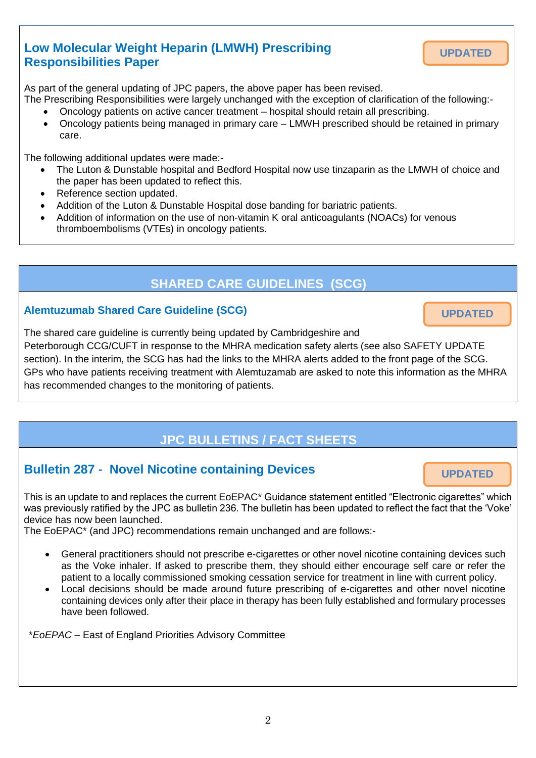## Low Molecular Weight Heparin (LMWH) Prescribing Responsibilities Paper

**UPDATED**

As part of the general updating of JPC papers, the above paper has been revised.
The Prescribing Responsibilities were largely unchanged with the exception of clarification of the following:-

- Oncology patients on active cancer treatment – hospital should retain all prescribing.
- Oncology patients being managed in primary care – LMWH prescribed should be retained in primary care.

The following additional updates were made:-

- The Luton & Dunstable hospital and Bedford Hospital now use tinzaparin as the LMWH of choice and the paper has been updated to reflect this.
- Reference section updated.
- Addition of the Luton & Dunstable Hospital dose banding for bariatric patients.
- Addition of information on the use of non-vitamin K oral anticoagulants (NOACs) for venous thromboembolisms (VTEs) in oncology patients.

# SHARED CARE GUIDELINES (SCG)

## Alemtuzumab Shared Care Guideline (SCG)

**UPDATED**

The shared care guideline is currently being updated by Cambridgeshire and Peterborough CCG/CUFT in response to the MHRA medication safety alerts (see also SAFETY UPDATE section). In the interim, the SCG has had the links to the MHRA alerts added to the front page of the SCG. GPs who have patients receiving treatment with Alemtuzamab are asked to note this information as the MHRA has recommended changes to the monitoring of patients.

# JPC BULLETINS / FACT SHEETS

## Bulletin 287 - Novel Nicotine containing Devices

**UPDATED**

This is an update to and replaces the current EoEPAC* Guidance statement entitled "Electronic cigarettes" which was previously ratified by the JPC as bulletin 236. The bulletin has been updated to reflect the fact that the 'Voke' device has now been launched.
The EoEPAC* (and JPC) recommendations remain unchanged and are follows:-

- General practitioners should not prescribe e-cigarettes or other novel nicotine containing devices such as the Voke inhaler. If asked to prescribe them, they should either encourage self care or refer the patient to a locally commissioned smoking cessation service for treatment in line with current policy.
- Local decisions should be made around future prescribing of e-cigarettes and other novel nicotine containing devices only after their place in therapy has been fully established and formulary processes have been followed.

**EoEPAC* – East of England Priorities Advisory Committee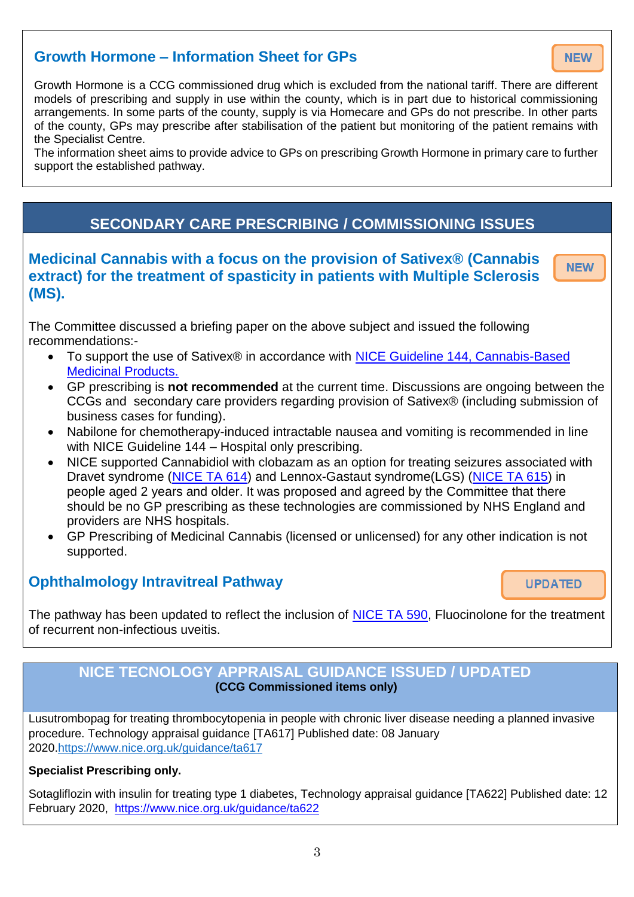## Growth Hormone – Information Sheet for GPs

NEW

Growth Hormone is a CCG commissioned drug which is excluded from the national tariff. There are different models of prescribing and supply in use within the county, which is in part due to historical commissioning arrangements. In some parts of the county, supply is via Homecare and GPs do not prescribe. In other parts of the county, GPs may prescribe after stabilisation of the patient but monitoring of the patient remains with the Specialist Centre.

The information sheet aims to provide advice to GPs on prescribing Growth Hormone in primary care to further support the established pathway.

# SECONDARY CARE PRESCRIBING / COMMISSIONING ISSUES

## Medicinal Cannabis with a focus on the provision of Sativex® (Cannabis extract) for the treatment of spasticity in patients with Multiple Sclerosis (MS).

NEW

The Committee discussed a briefing paper on the above subject and issued the following recommendations:-

- To support the use of Sativex® in accordance with NICE Guideline 144, Cannabis-Based Medicinal Products.
- GP prescribing is **not recommended** at the current time. Discussions are ongoing between the CCGs and secondary care providers regarding provision of Sativex® (including submission of business cases for funding).
- Nabilone for chemotherapy-induced intractable nausea and vomiting is recommended in line with NICE Guideline 144 – Hospital only prescribing.
- NICE supported Cannabidiol with clobazam as an option for treating seizures associated with Dravet syndrome (NICE TA 614) and Lennox-Gastaut syndrome(LGS) (NICE TA 615) in people aged 2 years and older. It was proposed and agreed by the Committee that there should be no GP prescribing as these technologies are commissioned by NHS England and providers are NHS hospitals.
- GP Prescribing of Medicinal Cannabis (licensed or unlicensed) for any other indication is not supported.

## Ophthalmology Intravitreal Pathway

UPDATED

The pathway has been updated to reflect the inclusion of NICE TA 590, Fluocinolone for the treatment of recurrent non-infectious uveitis.

# NICE TECNOLOGY APPRAISAL GUIDANCE ISSUED / UPDATED

**(CCG Commissioned items only)**

Lusutrombopag for treating thrombocytopenia in people with chronic liver disease needing a planned invasive procedure. Technology appraisal guidance [TA617] Published date: 08 January 2020.https://www.nice.org.uk/guidance/ta617

**Specialist Prescribing only.**

Sotagliflozin with insulin for treating type 1 diabetes, Technology appraisal guidance [TA622] Published date: 12 February 2020, https://www.nice.org.uk/guidance/ta622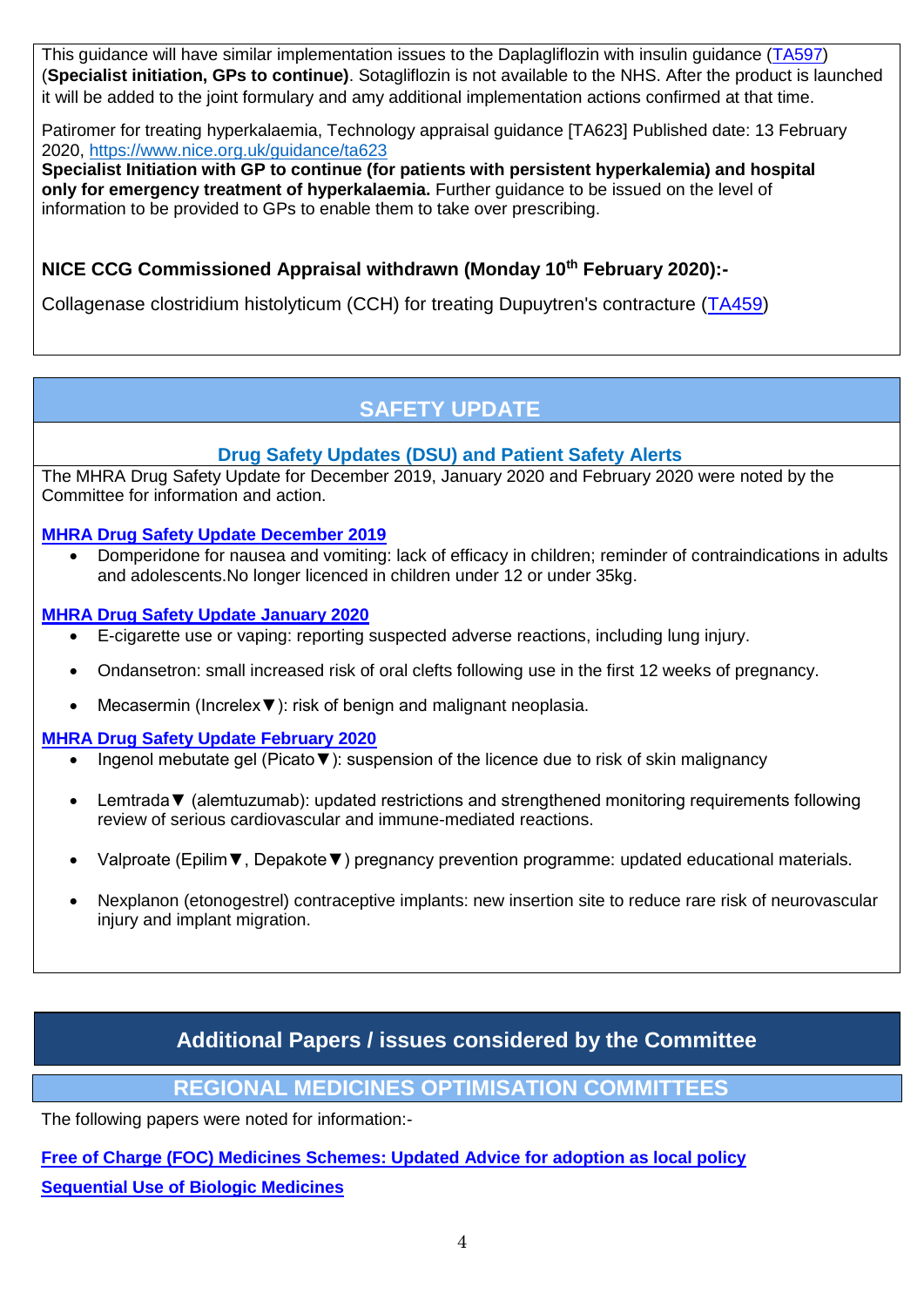This guidance will have similar implementation issues to the Dapagliflozin with insulin guidance (TA597) (**Specialist initiation, GPs to continue)**. Sotagliflozin is not available to the NHS. After the product is launched it will be added to the joint formulary and amy additional implementation actions confirmed at that time.

Patiromer for treating hyperkalaemia, Technology appraisal guidance [TA623] Published date: 13 February 2020, https://www.nice.org.uk/guidance/ta623
**Specialist Initiation with GP to continue (for patients with persistent hyperkalemia) and hospital only for emergency treatment of hyperkalaemia.** Further guidance to be issued on the level of information to be provided to GPs to enable them to take over prescribing.

**NICE CCG Commissioned Appraisal withdrawn (Monday 10th February 2020):-**

Collagenase clostridium histolyticum (CCH) for treating Dupuytren's contracture (TA459)

## SAFETY UPDATE

### Drug Safety Updates (DSU) and Patient Safety Alerts

The MHRA Drug Safety Update for December 2019, January 2020 and February 2020 were noted by the Committee for information and action.

**MHRA Drug Safety Update December 2019**

- Domperidone for nausea and vomiting: lack of efficacy in children; reminder of contraindications in adults and adolescents.No longer licenced in children under 12 or under 35kg.

**MHRA Drug Safety Update January 2020**

- E-cigarette use or vaping: reporting suspected adverse reactions, including lung injury.
- Ondansetron: small increased risk of oral clefts following use in the first 12 weeks of pregnancy.
- Mecasermin (Increlex▼): risk of benign and malignant neoplasia.

**MHRA Drug Safety Update February 2020**

- Ingenol mebutate gel (Picato▼): suspension of the licence due to risk of skin malignancy
- Lemtrada▼ (alemtuzumab): updated restrictions and strengthened monitoring requirements following review of serious cardiovascular and immune-mediated reactions.
- Valproate (Epilim▼, Depakote▼) pregnancy prevention programme: updated educational materials.
- Nexplanon (etonogestrel) contraceptive implants: new insertion site to reduce rare risk of neurovascular injury and implant migration.

## Additional Papers / issues considered by the Committee

### REGIONAL MEDICINES OPTIMISATION COMMITTEES

The following papers were noted for information:-

**Free of Charge (FOC) Medicines Schemes: Updated Advice for adoption as local policy**

**Sequential Use of Biologic Medicines**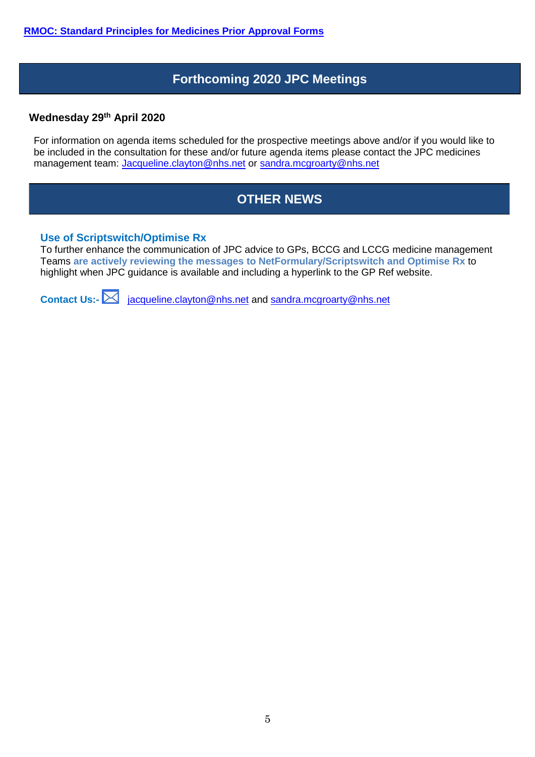[RMOC: Standard Principles for Medicines Prior Approval Forms]

## Forthcoming 2020 JPC Meetings

**Wednesday 29th April 2020**

For information on agenda items scheduled for the prospective meetings above and/or if you would like to be included in the consultation for these and/or future agenda items please contact the JPC medicines management team: Jacqueline.clayton@nhs.net or sandra.mcgroarty@nhs.net

## OTHER NEWS

### Use of Scriptswitch/Optimise Rx

To further enhance the communication of JPC advice to GPs, BCCG and LCCG medicine management Teams **are actively reviewing the messages to NetFormulary/Scriptswitch and Optimise Rx** to highlight when JPC guidance is available and including a hyperlink to the GP Ref website.

**Contact Us:-** jacqueline.clayton@nhs.net and sandra.mcgroarty@nhs.net